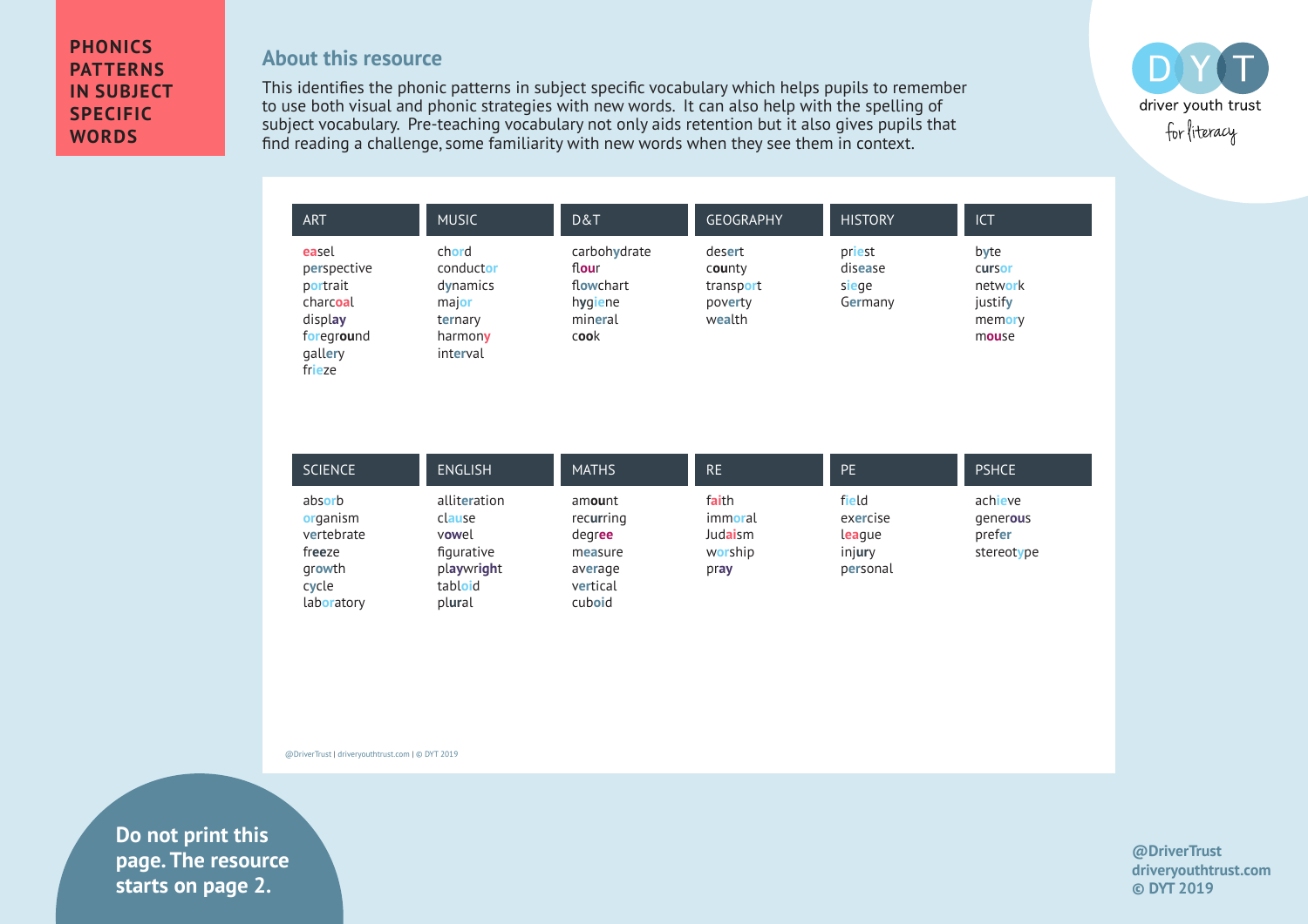# PHONICS PATTERNS IN SUBJECT SPECIFIC WORDS

## About this resource

This identifies the phonic patterns in subject specific vocabulary which helps pupils to remember to use both visual and phonic strategies with new words. It can also help with the spelling of subject vocabulary. Pre-teaching vocabulary not only aids retention but it also gives pupils that find reading a challenge, some familiarity with new words when they see them in context.

| ART | MUSIC | D&T | GEOGRAPHY | HISTORY | ICT |
|---|---|---|---|---|---|
| easel | chord | carbohydrate | desert | priest | byte |
| perspective | conductor | flour | county | disease | cursor |
| portrait | dynamics | flowchart | transport | siege | network |
| charcoal | major | hygiene | poverty | Germany | justify |
| display | ternary | mineral | wealth | | memory |
| foreground | harmony | cook | | | mouse |
| gallery | interval | | | | |
| frieze | | | | | |

| SCIENCE | ENGLISH | MATHS | RE | PE | PSHCE |
|---|---|---|---|---|---|
| absorb | alliteration | amount | faith | field | achieve |
| organism | clause | recurring | immoral | exercise | generous |
| vertebrate | vowel | degree | Judaism | league | prefer |
| freeze | figurative | measure | worship | injury | stereotype |
| growth | playwright | average | pray | personal | |
| cycle | tabloid | vertical | | | |
| laboratory | plural | cuboid | | | |

Do not print this page. The resource starts on page 2.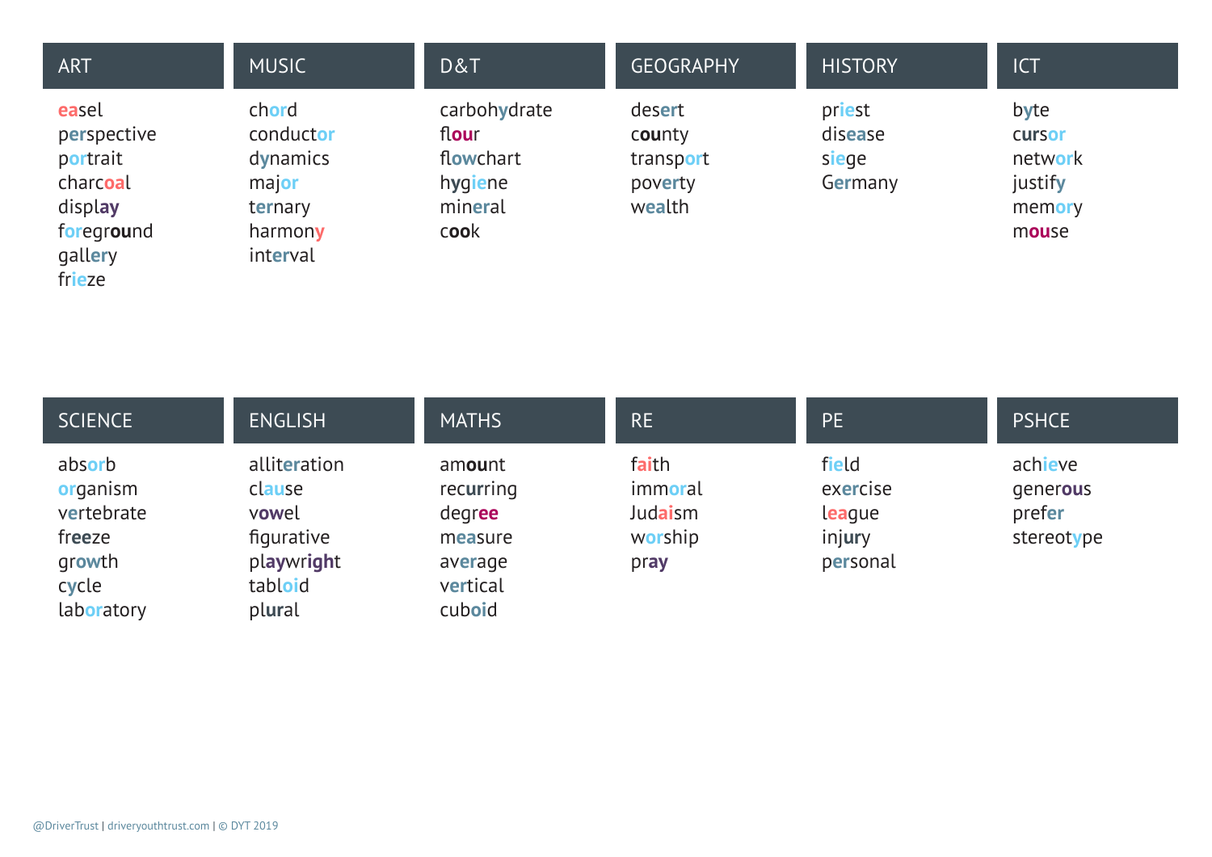## ART

easel
perspective
portrait
charcoal
display
foreground
gallery
frieze

## MUSIC

chord
conductor
dynamics
major
ternary
harmony
interval

## D&T

carbohydrate
flour
flowchart
hygiene
mineral
cook

## GEOGRAPHY

desert
county
transport
poverty
wealth

## HISTORY

priest
disease
siege
Germany

## ICT

byte
cursor
network
justify
memory
mouse

## SCIENCE

absorb
organism
vertebrate
freeze
growth
cycle
laboratory

## ENGLISH

alliteration
clause
vowel
figurative
playwright
tabloid
plural

## MATHS

amount
recurring
degree
measure
average
vertical
cuboid

## RE

faith
immoral
Judaism
worship
pray

## PE

field
exercise
league
injury
personal

## PSHCE

achieve
generous
prefer
stereotype

@DriverTrust | driveryouthtrust.com | © DYT 2019